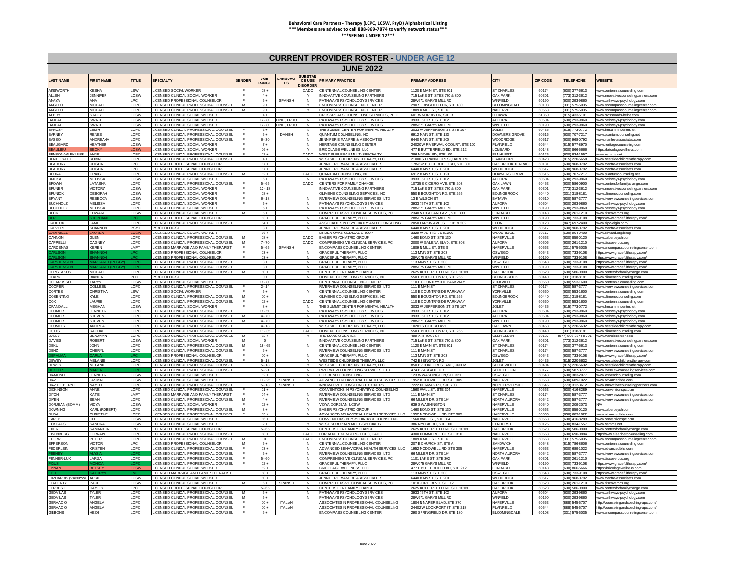**Behavioral Care Partners - Therapy (LCPC, LCSW, PsyD) Alphabetical Listing**
**\*\*\*Members are advised to call 888-969-7874 to verify network status\*\*\***
**\*\*\*SEEING UNDER 12\*\*\***

# CURRENT PROVIDER ROSTER - UNDER AGE 12

## JUNE 2022

| LAST NAME | FIRST NAME | TITLE | SPECIALTY | GENDER | AGE RANGE | LANGUAGES | SUBSTANCE USE DISORDER | PRIMARY PRACTICE | PRIMARY ADDRESS | CITY | ZIP CODE | TELEPHONE | WEBSITE |
|---|---|---|---|---|---|---|---|---|---|---|---|---|---|
| AINSWORTH | KESHA | LSW | LICENSED SOCIAL WORKER | F | 18 + | | CADC | CENTENNIAL COUNSELING CENTER | 1120 E MAIN ST, STE 201 | ST CHARLES | 60174 | (630) 377-6613 | www.centennialcounseling.com |
| ALLEN | JENNIFER | LCSW | LICENSED CLINICAL SOCIAL WORKER | F | 4 + | | Y | INNOVATIVE COUNSELING PARTNERS | 715 LAKE ST, STES 720 & 800 | OAK PARK | 60301 | (773) 312-3612 | www.innovativecounselingpartners.com |
| ANAYA | ANA | LPC | LICENSED PROFESSIONAL COUNSELOR | F | 5 + | SPANISH | N | PATHWAYS PSYCHOLOGY SERVICES | 28W671 GARYS MILL RD | WINFIELD | 60190 | (630) 293-9860 | www.pathways-psychology.com |
| ANGELO | MICHAEL | LCPC | LICENSED CLINICAL PROFESSIONAL COUNSEL | M | 9 + | | Y | ENCOMPASS COUNSELING CENTER | 290 SPRINGFIELD DR, STE 180 | BLOOMINGDALE | 60108 | (331) 575-5035 | www.encompasscounselingcenter.com |
| ANGELO | MICHAEL | LCPC | LICENSED CLINICAL PROFESSIONAL COUNSEL | M | 9 + | | Y | ENCOMPASS COUNSELING CENTER | 1809 N MILL ST, STE G | NAPERVILLE | 60563 | (331) 575-5035 | www.encompasscounselingcenter.com |
| AUBRY | STACY | LCSW | LICENSED CLINICAL SOCIAL WORKER | F | 4 + | | | CROSSROADS COUNSELING SERVICES, PLLC | 601 W NORRIS DR, STE B | OTTAWA | 61350 | (815) 433-5101 | www.crossroads-helps.com |
| BAJPAI | SWATI | LCSW | LICENSED CLINICAL SOCIAL WORKER | F | 12 - 80 | HINDI, URDU | N | PATHWAYS PSYCHOLOGY SERVICES | 3933 75TH ST, STE 102 | AURORA | 60504 | (630) 293-9860 | www.pathways-psychology.com |
| BAJPAI | SWATI | LCSW | LICENSED CLINICAL SOCIAL WORKER | F | 12 - 80 | HINDI, URDU | N | PATHWAYS PSYCHOLOGY SERVICES | 28W671 GARYS MILL RD | WINFIELD | 60190 | (630) 293-9860 | www.pathways-psychology.com |
| BANCSY | LEIGH | LCPC | LICENSED CLINICAL PROFESSIONAL COUNSEL | F | 2 + | | N | THE SUMMIT CENTER FOR MENTAL HEALTH | 3033 W JEFFERSON ST, STE 107 | JOLIET | 60435 | (815) 773-0772 | www.thesummitcenter.net |
| BARNEY | RENEE | LCPC | LICENSED CLINICAL PROFESSIONAL COUNSEL | F | 5 + | DANISH | N | QUANTUM COUNSELING, INC | 6912 MAIN ST, STE 123 | DOWNERS GROVE | 60516 | (630) 707-7217 | www.quantumcounseling.net |
| BASSO | ANDREANA | LCPC | LICENSED CLINICAL PROFESSIONAL COUNSEL | F | 6 - 30 | | N | JENNIFER E MANFRE & ASSOCIATES | 6440 MAIN ST, STE 200 | WOODRIDGE | 60517 | (630) 968-0792 | www.manfre-associates.com |
| BEAUGARD | HEATHER | LCSW | LICENSED CLINICAL SOCIAL WORKER | F | 7 + | | N | HERITAGE COUNSELING CENTER | 24020 W RIVERWALK COURT, STE 100 | PLAINFIELD | 60544 | (815) 577-8970 | www.heritagecounseling.com |
| BEAULIEU | BECKY | LCSW | LICENSED CLINICAL SOCIAL WORKER | F | 16 + | | Y | BRICOLAGE WELLNESS, LLC | 477 E BUTTERFIELD RD, STE 212 | LOMBARD | 60148 | (630) 866-5666 | https://bricolagewellness.com |
| BENSON-WLEKLINSKI | ANNE | LCPC | LICENSED CLINICAL PROFESSIONAL COUNSEL | F | 12 + | | CADC | WEST SUBURBAN MULTI-SPECIALTY | 386 N YORK RD, STE 100 | ELMHURST | 60126 | (630) 834-1557 | www.wsmms.net |
| BENTLEY-LEE | ROBIN | LCPC | LICENSED CLINICAL PROFESSIONAL COUNSEL | F | 4 + | | N | WESTSIDE CHILDRENS THERAPY, LLC | 21000 S FRANKFORT SQUARE RD | FRANKFORT | 60423 | (815) 220-5658 | www.westsidechildrenstherapy.com |
| BHADURY | UDISHA | LPC | LICENSED PROFESSIONAL COUNSELOR | F | 17 + | | | JENNIFER E MANFRE & ASSOCIATES | 17W662 BUTTERFIELD RD, STE 301 | OAK BROOK TERRACE | 60181 | (630) 968-0792 | www.manfre-associates.com |
| BHADURY | UDISHA | LPC | LICENSED PROFESSIONAL COUNSELOR | F | 17 + | | | JENNIFER E MANFRE & ASSOCIATES | 6440 MAIN ST, STE 200 | WOODRIDGE | 60517 | (630) 968-0792 | www.manfre-associates.com |
| BOURA | CRAIG | LCPC | LICENSED CLINICAL PROFESSIONAL COUNSEL | M | 12 + | | CADC | QUANTUM COUNSELING, INC | 6912 MAIN ST, STE 123 | DOWNERS GROVE | 60516 | (630) 707-7217 | www.quantumcounseling.net |
| BRICKA | MELISSA | LCSW | LICENSED CLINICAL SOCIAL WORKER | F | 6 + | | N | PATHWAYS PSYCHOLOGY SERVICES | 3933 75TH ST, STE 102 | AURORA | 60504 | (630) 293-9860 | www.pathways-psychology.com |
| BROWN | LATASHA | LCPC | LICENSED CLINICAL PROFESSIONAL COUNSEL | F | 5 - 65 | | CADC | CENTERS FOR FAMILY CHANGE | 10735 S CICERO AVE, STE 203 | OAK LAWN | 60453 | (630) 586-0900 | www.centersforfamilychange.com |
| BRUNER | VICTORIA | LCSW | LICENSED CLINICAL SOCIAL WORKER | F | 12 - 18 | | | INNOVATIVE COUNSELING PARTNERS | 715 LAKE ST, STES 720 & 800 | OAK PARK | 60301 | (773) 312-3612 | www.innovativecounselingpartners.com |
| BRUNICK | DEBORAH | LCSW | LICENSED CLINICAL SOCIAL WORKER | F | 18 + | | | OLIMENE COUNSELING SERVICES, INC | 550 E BOUGHTON RD, STE 265 | BOLINGBROOK | 60440 | (331) 318-8181 | www.olimenecounseling.com |
| BRYANT | REBECCA | LCSW | LICENSED CLINICAL SOCIAL WORKER | F | 6 - 18 | | N | RIVERVIEW COUNSELING SERVICES, LTD | 13 E WILSON ST | BATAVIA | 60510 | (630) 587-3777 | www.riverviewcounselingservices.com |
| BUCHHOLZ | MELISSA | LCPC | LICENSED CLINICAL SOCIAL WORKER | F | 5 + | | N | PATHWAYS PSYCHOLOGY SERVICES | 3933 75TH ST, STE 102 | AURORA | 60504 | (630) 293-9860 | www.pathways-psychology.com |
| BUCHHOLZ | MELISSA | LCPC | LICENSED CLINICAL SOCIAL WORKER | F | 5 + | | N | PATHWAYS PSYCHOLOGY SERVICES | 28W671 GARYS MILL RD | WINFIELD | 60190 | (630) 293-9860 | www.pathways-psychology.com |
| BUCK | EDWARD | LCSW | LICENSED CLINICAL SOCIAL WORKER | M | 5 + | | | COMPREHENSIVE CLINICAL SERVICES, PC | 2340 S HIGHLAND AVE, STE 300 | LOMBARD | 60148 | (630) 261-1210 | www.discoverccs.org |
| BURL | STEPHANIE | LPC | LICENSED PROFESSIONAL COUNSELOR | F | 13 + | | N | GRACEFUL THERAPY, PLLC | 28W075 GARYS MILL RD | WINFIELD | 60190 | (630) 733-9108 | https://www.gracefultherapy.com/ |
| CADIEUX | JAMIE | LCPC | LICENSED CLINICAL PROFESSIONAL COUNSEL | F | 14 + | | N | ASSOCIATES IN PSYCHIATRY AND COUNSELING | 2050 LARKIN AVE, STE 101 & 202 | ELGIN | 60123 | (847) 697-2400 | www.aipc-elgin.com/ |
| CALVERT | SHANNON | PSYD | PSYCHOLOGIST | F | 3 + | | N | JENNIFER E MANFRE & ASSOCIATES | 6440 MAIN ST, STE 200 | WOODRIDGE | 60517 | (630) 968-0792 | www.manfre-associates.com |
| CAMPBELL | LAUREN | LCSW | LICENSED CLINICAL SOCIAL WORKER | F | 16 + | | | LINDEN OAKS MEDICAL GROUP | 3329 W 75TH ST, STE 200 | WOODRIDGE | 60517 | (630) 964-9400 | www.edward.org/lomg |
| CANNON | GLEN | LCPC | LICENSED CLINICAL PROFESSIONAL COUNSEL | M | 18 + | | CADC | BABER PSYCHIATRIC GROUP | 1460 BOND ST, STE 130 | NAPERVILLE | 60563 | (630) 859-0120 | www.baberpsych.com |
| CAPPELLI | CAGNEY | LCPC | LICENSED CLINICAL PROFESSIONAL COUNSEL | M | 7 - 70 | | CADC | COMPREHENSIVE CLINICAL SERVICES, PC | 2000 W GALENA BLVD, STE 308 | AURORA | 60506 | (630) 261-1210 | www.discoverccs.org |
| CARDENAS | KEREN | LMFT | LICENSED MARRIAGE AND FAMILY THERAPIST | F | 5 - 65 | SPANISH | | ENCOMPASS COUNSELING CENTER | 1809 N MILL ST, STE G | NAPERVILLE | 60563 | (331) 575-5035 | www.encompasscounselingcenter.com |
| CARLSON | SHANNON | LPC | LICENSED PROFESSIONAL COUNSELOR | F | 13 + | | N | GRACEFUL THERAPY, PLLC | 113 MAIN ST, STE 203 | OSWEGO | 60543 | (630) 733-9108 | https://www.gracefultherapy.com/ |
| CARLSON | SHANNON | LPC | LICENSED PROFESSIONAL COUNSELOR | F | 13 + | | N | GRACEFUL THERAPY, PLLC | 28W075 GARYS MILL RD | WINFIELD | 60190 | (630) 733-9108 | https://www.gracefultherapy.com/ |
| CARSTENSEN | MARGARET (PEGGY) | LCPC | LICENSED CLINICAL PROFESSIONAL COUNSEL | F | 8 + | | N | GRACEFUL THERAPY, PLLC | 113 MAIN ST, STE 203 | OSWEGO | 60543 | (630) 733-9108 | https://www.gracefultherapy.com/ |
| CARSTENSEN | MARGARET (PEGGY) | LCPC | LICENSED CLINICAL PROFESSIONAL COUNSEL | F | 8 + | | N | GRACEFUL THERAPY, PLLC | 28W075 GARYS MILL RD | WINFIELD | 60190 | (630) 733-9108 | https://www.gracefultherapy.com/ |
| CHRISTAKOS | MICHAEL | LCPC | LICENSED CLINICAL PROFESSIONAL COUNSEL | M | 10 + | | Y | CENTERS FOR FAMILY CHANGE | 2625 BUTTERFIELD RD, STE 101N | OAK BROOK | 60523 | (630) 586-0900 | www.centersforfamilychange.com |
| CLARK | BIANCA | PHD | PSYCHOLOGIST | F | 0 + | | N | OLIMENE COUNSELING SERVICES, INC | 550 E BOUGHTON RD, STE 265 | BOLINGBROOK | 60440 | (331) 318-8181 | www.olimenecounseling.com |
| COLARUSSO | TARYN | LCSW | LICENSED CLINICAL SOCIAL WORKER | F | 18 - 80 | | | CENTENNIAL COUNSELING CENTER | 110 E COUNTRYSIDE PARKWAY | YORKVILLE | 60560 | (630) 553-1600 | www.centennialcounseling.com |
| COOPER | COLLEEN | LCPC | LICENSED CLINICAL PROFESSIONAL COUNSEL | F | 2 - 14 | | | RIVERVIEW COUNSELING SERVICES, LTD | 111 E MAIN ST | ST CHARLES | 60174 | (630) 587-3777 | www.riverviewcounselingservices.com |
| CORTES | CHRISTINA | LSW | LICENSED SOCIAL WORKER | F | 5 + | | Y | CENTENNIAL COUNSELING CENTER | 110 E COUNTRYSIDE PARKWAY | YORKVILLE | 60560 | (630) 553-1600 | www.centennialcounseling.com |
| COSENTINO | KYLE | LCPC | LICENSED CLINICAL PROFESSIONAL COUNSEL | M | 10 + | | | OLIMENE COUNSELING SERVICES, INC | 550 E BOUGHTON RD, STE 265 | BOLINGBROOK | 60440 | (331) 318-8181 | www.olimenecounseling.com |
| COX | LAURIE | LCPC | LICENSED CLINICAL PROFESSIONAL COUNSEL | F | 12 + | | CADC | CENTENNIAL COUNSELING CENTER | 110 E COUNTRYSIDE PARKWAY | YORKVILLE | 60560 | (630) 553-1600 | www.centennialcounseling.com |
| CRANDALL | MEGHAN | LCSW | LICENSED CLINICAL SOCIAL WORKER | F | 8 + | | N | THE SUMMIT CENTER FOR MENTAL HEALTH | 3033 W JEFFERSON ST, STE 107 | JOLIET | 60435 | (815) 773-0772 | www.thesummitcenter.net |
| CROMER | JENNIFER | LCPC | LICENSED CLINICAL PROFESSIONAL COUNSEL | F | 18 - 50 | | N | PATHWAYS PSYCHOLOGY SERVICES | 3933 75TH ST, STE 102 | AURORA | 60504 | (630) 293-9860 | www.pathways-psychology.com |
| CROMER | STEVEN | LCPC | LICENSED CLINICAL PROFESSIONAL COUNSEL | M | 4 - 70 | | N | PATHWAYS PSYCHOLOGY SERVICES | 3933 75TH ST, STE 102 | AURORA | 60504 | (630) 293-9860 | www.pathways-psychology.com |
| CROMER | STEVEN | LCPC | LICENSED CLINICAL PROFESSIONAL COUNSEL | M | 4 - 70 | | N | PATHWAYS PSYCHOLOGY SERVICES | 28W671 GARYS MILL RD | WINFIELD | 60190 | (630) 293-9860 | www.pathways-psychology.com |
| CRUMLEY | ANDREA | LCPC | LICENSED CLINICAL PROFESSIONAL COUNSEL | F | 4 - 18 | | N | WESTSIDE CHILDRENS THERAPY, LLC | 10201 S CICERO AVE | OAK LAWN | 60453 | (815) 220-5632 | www.westsidechildrenstherapy.com |
| CUTTS | RACHAEL | LCPC | LICENSED CLINICAL PROFESSIONAL COUNSEL | F | 11 - 35 | | CADC | OLIMENE COUNSELING SERVICES, INC | 550 E BOUGHTON RD, STE 265 | BOLINGBROOK | 60440 | (331) 318-8181 | www.olimenecounseling.com |
| DALLY | BENJAMIN | LCPC | LICENSED CLINICAL PROFESSIONAL COUNSEL | M | 12 + | | Y | THE MANSIO CENTER | 499 ANTHONY ST | GLEN ELLYN | 60137 | (877) 506-2674 x 701 | www.mansiocenter.com |
| DAVIES | ROBERT | LCSW | LICENSED CLINICAL SOCIAL WORKER | M | 0 | | | INNOVATIVE COUNSELING PARTNERS | 715 LAKE ST, STES 720 & 800 | OAK PARK | 60301 | (773) 312-3612 | www.innovativecounselingpartners.com |
| DEKU | JOHN | LCPC | LICENSED CLINICAL PROFESSIONAL COUNSEL | M | 18 - 65 | | N | CENTENNIAL COUNSELING CENTER | 1120 E MAIN ST, STE 201 | ST CHARLES | 60174 | (630) 377-6613 | www.centennialcounseling.com |
| DENZ | CHERYL | LCPC | LICENSED CLINICAL PROFESSIONAL COUNSEL | F | 6 + | | | RIVERVIEW COUNSELING SERVICES, LTD | 111 E MAIN ST | ST CHARLES | 60174 | (630) 587-3777 | www.riverviewcounselingservices.com |
| DEPALMA | CARLA | LPC | LICENSED PROFESSIONAL COUNSELOR | F | 10 + | | N | GRACEFUL THERAPY, PLLC | 113 MAIN ST, STE 203 | OSWEGO | 60543 | (630) 733-9108 | https://www.gracefultherapy.com/ |
| DEWEY | MELANIE | LCPC | LICENSED CLINICAL PROFESSIONAL COUNSEL | F | 5 - 18 | | Y | WESTSIDE CHILDRENS THERAPY, LLC | 742 ESSINGTON RD | JOLIET | 60435 | (815) 220-5632 | www.westsidechildrenstherapy.com |
| DEWEY | MELANIE | LCPC | LICENSED CLINICAL PROFESSIONAL COUNSEL | F | 5 - 18 | | Y | WESTSIDE CHILDRENS THERAPY, LLC | 850 BROOKFOREST AVE, UNIT M | SHOREWOOD | 60404 | (815) 220-5632 | www.westsidechildrenstherapy.com |
| DEXTER | MARLA | LCPC | LICENSED CLINICAL PROFESSIONAL COUNSEL | F | 5 - 21 | | N | RIVERVIEW COUNSELING SERVICES, LTD | 474 BRIARGATE DR | SOUTH ELGIN | 60177 | (630) 587-3777 | www.riverviewcounselingservices.com |
| DIAMOND | JENNIFER | LCSW | LICENSED CLINICAL SOCIAL WORKER | F | 12 + | | N | FOX BEND COUNSELING | 123 W WASHINGTON, STE 321 | OSWEGO | 60543 | (630) 383-2077 | www.foxbendcounseling.com |
| DIAZ | JASMINE | LCSW | LICENSED CLINICAL SOCIAL WORKER | F | 10 - 25 | SPANISH | N | ADVANCED BEHAVIORAL HEALTH SERVICES, LLC | 1952 MCDOWELL RD, STE 305 | NAPERVILLE | 60563 | (630) 689-1022 | www.advancedbhs.com |
| DIAZ DE BERNT | NAYELI | LCPC | LICENSED CLINICAL PROFESSIONAL COUNSEL | F | 5 - 18 | SPANISH | | INNOVATIVE COUNSELING PARTNERS | 7222 CERMAK RD, STE 703 | NORTH RIVERSIDE | 60546 | (773) 312-3612 | www.innovativecounselingpartners.com |
| DICKINSON | ANNE | LCPC | LICENSED CLINICAL PROFESSIONAL COUNSEL | F | 11 + | | | CONVENTIONS IN PSYCHIATRY & COUNSELING | 1560 WALL ST, STE 304 | NAPERVILLE | 60563 | (630) 416-8289 | www.conventionspc.com |
| DITCH | KATIE | LMFT | LICENSED MARRIAGE AND FAMILY THERAPIST | F | 14 + | | N | RIVERVIEW COUNSELING SERVICES, LTD | 111 E MAIN ST | ST CHARLES | 60174 | (630) 587-3777 | www.riverviewcounselingservices.com |
| DIVEN | SEAN | LCPC | LICENSED CLINICAL PROFESSIONAL COUNSEL | M | 4 + | | N | RIVERVIEW COUNSELING SERVICES, LTD | 66 MILLER DR, STE 104 | NORTH AURORA | 60542 | (630) 587-3777 | www.riverviewcounselingservices.com |
| DORJEAN (BOMMI) | VIDYA | LCSW | LICENSED CLINICAL SOCIAL WORKER | F | 12 + | | Y | VIDYA DORJEAN, LCSW | 639 S WASHINGTON | NAPERVILLE | 60540 | (630) 209-2073 | N/A |
| DOWNING | KARL (ROBERT) | LCPC | LICENSED CLINICAL PROFESSIONAL COUNSEL | M | 8 + | | Y | BABER PSYCHIATRIC GROUP | 1460 BOND ST, STE 130 | NAPERVILLE | 60563 | (630) 859-0120 | www.baberpsych.com |
| DUDA | CHRISTINE | LCPC | LICENSED CLINICAL PROFESSIONAL COUNSEL | F | 13 + | | N | ADVANCED BEHAVIORAL HEALTH SERVICES, LLC | 1952 MCDOWELL RD, STE 305 | NAPERVILLE | 60563 | (630) 689-1022 | www.advancedbhs.com |
| EARLY | JILL | LCSW | LICENSED CLINICAL SOCIAL WORKER | F | 16 + | | | CONVENTIONS IN PSYCHIATRY & COUNSELING | 1560 WALL ST, STE 304 | NAPERVILLE | 60563 | (630) 416-8289 | www.conventionspc.com |
| ECKHAUS | SANDRA | LCSW | LICENSED CLINICAL SOCIAL WORKER | F | 2 + | | Y | WEST SUBURBAN MULTI-SPECIALTY | 386 N YORK RD, STE 100 | ELMHURST | 60126 | (630) 834-1557 | www.wsmms.net |
| EILER | SAMANTHA | LPC | LICENSED PROFESSIONAL COUNSELOR | F | 5 - 65 | | N | CENTERS FOR FAMILY CHANGE | 2625 BUTTERFIELD RD, STE 101N | OAK BROOK | 60523 | (630) 586-0900 | www.centersforfamilychange.com |
| EISENBERG | LORRAINE | LCPC | LICENSED CLINICAL PROFESSIONAL COUNSEL | F | 18 + | | CADC | LORRAINE EISENBERG, LCPC, CADC | 4300 COMMERCE CT, STE 310 | NAPERVILLE | 60563 | (630) 690-0884 | http://www.eisenbergcounseling.com |
| ELLEW | PETER | LCPC | LICENSED CLINICAL PROFESSIONAL COUNSEL | M | 0 | | CADC | ENCOMPASS COUNSELING CENTER | 1809 N MILL ST, STE G | NAPERVILLE | 60563 | (331) 575-5035 | www.encompasscounselingcenter.com |
| EPPERSON | VICTOR | LPC | LICENSED PROFESSIONAL COUNSELOR | M | 5 + | | N | CENTENNIAL COUNSELING CENTER | 207 E CHURCH ST, STE A | SANDWICH | 60548 | (815) 786-8606 | www.centennialcounseling.com |
| FEDERLEIN | KRISTEN | LCPC | LICENSED CLINICAL PROFESSIONAL COUNSEL | F | 13 + | | N | ADVANCED BEHAVIORAL HEALTH SERVICES, LLC | 1952 MCDOWELL RD, STE 305 | NAPERVILLE | 60563 | (630) 689-1022 | www.advancedbhs.com |
| FEENEY | ALYSIA | LCPC | LICENSED CLINICAL PROFESSIONAL COUNSEL | F | 5 + | | N | RIVERVIEW COUNSELING SERVICES, LTD | 66 MILLER DR, STE 104 | NORTH AURORA | 60542 | (630) 587-3777 | www.riverviewcounselingservices.com |
| FENNER-LUX | LARIZA | LCPC | LICENSED CLINICAL PROFESSIONAL COUNSEL | F | 5 - 60 | | N | COMPREHENSIVE CLINICAL SERVICES, PC | 1101 LAKE ST, STE 302 | OAK PARK | 60301 | (630) 261-1210 | www.discoverccs.org |
| FIGUS | MONICA | LCPC | LICENSED CLINICAL PROFESSIONAL COUNSEL | F | 12 + | | N | GRACEFUL THERAPY, PLLC | 28W075 GARYS MILL RD | WINFIELD | 60190 | (630) 733-9108 | https://www.gracefultherapy.com/ |
| FINNAN | BETSEY | LCSW | LICENSED CLINICAL SOCIAL WORKER | F | 12 + | | N | BRICOLAGE WELLNESS, LLC | 477 E BUTTERFIELD RD, STE 212 | LOMBARD | 60148 | (630) 866-5666 | https://bricolagewellness.com |
| FISH | KATHRYN | LMFT | LICENSED MARRIAGE AND FAMILY THERAPIST | F | 18 + | | N | GRACEFUL THERAPY, PLLC | 113 MAIN ST, STE 203 | OSWEGO | 60543 | (630) 733-9108 | https://www.gracefultherapy.com/ |
| FITZHARRIS (VANHYWE | APRIL | LCSW | LICENSED CLINICAL SOCIAL WORKER | F | 10 + | | N | JENNIFER E MANFRE & ASSOCIATES | 6440 MAIN ST, STE 200 | WOODRIDGE | 60517 | (630) 968-0792 | www.manfre-associates.com |
| FLAHERTY | PAUL | LCSW | LICENSED CLINICAL SOCIAL WORKER | M | 6 + | SPANISH | N | COMPREHENSIVE CLINICAL SERVICES, PC | 1010 JORIE BLVD, STE 12 | OAK BROOK | 60523 | (630) 261-1210 | www.discoverccs.org |
| FORREST | HAYLEY | LPC | LICENSED PROFESSIONAL COUNSELOR | F | 5 - 65 | | N | CENTERS FOR FAMILY CHANGE | 2625 BUTTERFIELD RD, STE 101N | OAK BROOK | 60523 | (630) 586-0900 | www.centersforfamilychange.com |
| GEDVILAS | TYLER | LCPC | LICENSED CLINICAL PROFESSIONAL COUNSEL | M | 5 + | | N | PATHWAYS PSYCHOLOGY SERVICES | 3933 75TH ST, STE 102 | AURORA | 60504 | (630) 293-9860 | www.pathways-psychology.com |
| GEDVILAS | TYLER | LCPC | LICENSED CLINICAL PROFESSIONAL COUNSEL | M | 5 + | | N | PATHWAYS PSYCHOLOGY SERVICES | 28W671 GARYS MILL RD | WINFIELD | 60190 | (630) 293-9860 | www.pathways-psychology.com |
| GERVACIO | ANGELA | LCPC | LICENSED CLINICAL PROFESSIONAL COUNSEL | F | 10 + | ITALIAN | | ASSOCIATES IN PROFESSIONAL COUNSELING | 1804 N NAPER BLVD, STE 370 | NAPERVILLE | 60563 | (888) 545-5707 | http://counselingandcoaching-apc.com/ |
| GERVACIO | ANGELA | LCPC | LICENSED CLINICAL PROFESSIONAL COUNSEL | F | 10 + | ITALIAN | | ASSOCIATES IN PROFESSIONAL COUNSELING | 24402 W LOCKPORT ST, STE 218 | PLAINFIELD | 60544 | (888) 545-5707 | http://counselingandcoaching-apc.com/ |
| GIBBONS | HEIDI | LCPC | LICENSED CLINICAL PROFESSIONAL COUNSEL | F | 6 + | | | ENCOMPASS COUNSELING CENTER | 290 SPRINGFIELD DR, STE 180 | BLOOMINGDALE | 60108 | (331) 575-5035 | www.encompasscounselingcenter.com |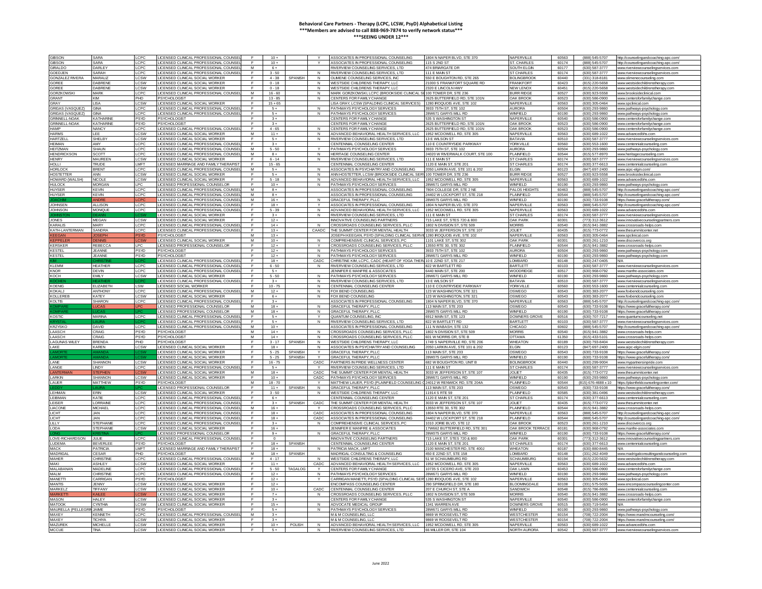# Behavioral Care Partners - Therapy (LCPC, LCSW, PsyD) Alphabetical Listing

***Members are advised to call 888-969-7874 to verify network status***

***SEEING UNDER 12***

| Last Name | First Name | Degree | Description | Gender | Ages | Language | | Practice | Address | City | Zip | Phone | Website |
|---|---|---|---|---|---|---|---|---|---|---|---|---|---|
| GIBSON | SARA | LCPC | LICENSED CLINICAL PROFESSIONAL COUNSEL | F | 10 + | | Y | ASSOCIATES IN PROFESSIONAL COUNSELING | 1804 N NAPER BLVD, STE 370 | NAPERVILLE | 60563 | (888) 545-5707 | http://counselingandcoaching-apc.com/ |
| GIBSON | SARA | LCPC | LICENSED CLINICAL PROFESSIONAL COUNSEL | F | 10 + | | Y | ASSOCIATES IN PROFESSIONAL COUNSELING | 115 S 2ND ST | ST. CHARLES | 60174 | (888) 545-5707 | http://counselingandcoaching-apc.com/ |
| GIRALDO | DARLEY | LCPC | LICENSED CLINICAL PROFESSIONAL COUNSEL | M | 6 + | | | RIVERVIEW COUNSELING SERVICES, LTD | 474 BRIARGATE DR | SOUTH ELGIN | 60177 | (630) 587-3777 | www.riverviewcounselingservices.com |
| GOEDJEN | SARAH | LCPC | LICENSED CLINICAL PROFESSIONAL COUNSEL | F | 3 - 50 | | N | RIVERVIEW COUNSELING SERVICES, LTD | 111 E MAIN ST | ST CHARLES | 60174 | (630) 587-3777 | www.riverviewcounselingservices.com |
| GONZALEZ RIVERA | MARALIZ | LCSW | LICENSED CLINICAL SOCIAL WORKER | F | 4 - 38 | SPANISH | N | OLIMENE COUNSELING SERVICES, INC | 650 E BOUGHTON RD, STE 265 | BOLINGBROOK | 60440 | (331) 318-8181 | www.olimenecounseling.com |
| GOREE | DABRENE | LCSW | LICENSED CLINICAL SOCIAL WORKER | F | 0 - 18 | | N | WESTSIDE CHILDRENS THERAPY, LLC | 21000 S FRANKFORT SQUARE RD | FRANKFORT | 60423 | (815) 220-5658 | www.westsidechildrenstherapy.com |
| GOREE | DABRENE | LCSW | LICENSED CLINICAL SOCIAL WORKER | F | 0 - 18 | | N | WESTSIDE CHILDRENS THERAPY, LLC | 2320 E LINCOLN HWY | NEW LENOX | 60451 | (815) 220-5658 | www.westsidechildrenstherapy.com |
| GORZKOWSKI | MARK | LCPC | LICENSED CLINICAL PROFESSIONAL COUNSEL | M | 16 - 60 | | N | MARK GORZKOWSKI, LCPC (BROOKSIDE CLINICAL SE | 100 TOWER DR, STE 236 | BURR RIDGE | 60527 | (630) 923-5558 | www.brooksideclinical.com |
| GRANT | KIM | PHD | PSYCHOLOGIST | F | 13 - 85 | | N | CENTERS FOR FAMILY CHANGE | 2625 BUTTERFIELD RD, STE 101N | OAK BROOK | 60523 | (630) 586-0900 | www.centersforfamilychange.com |
| GRAY | LISA | LCSW | LICENSED CLINICAL SOCIAL WORKER | F | 15 + 65 | | | LISA GRAY, LCSW (SPALDING CLINICAL SERVICES) | 1280 IROQUOIS AVE, STE 102 | NAPERVILLE | 60563 | (630) 305-0464 | www.spclinical.com |
| GRIGAS (VASQUEZ) | GINA | LCPC | LICENSED CLINICAL PROFESSIONAL COUNSEL | F | 5 + | | N | PATHWAYS PSYCHOLOGY SERVICES | 3933 75TH ST, STE 102 | AURORA | 60504 | (630) 293-9860 | www.pathways-psychology.com |
| GRIGAS (VASQUEZ) | GINA | LCPC | LICENSED CLINICAL PROFESSIONAL COUNSEL | F | 5 + | | N | PATHWAYS PSYCHOLOGY SERVICES | 28W671 GARYS MILL RD | WINFIELD | 60190 | (630) 293-9860 | www.pathways-psychology.com |
| GRINNELL-NOAK | KATHARINE | PSYD | PSYCHOLOGIST | F | 3 + | | | CENTERS FOR FAMILY CHANGE | 535 S WASHINGTON ST | NAPERVILLE | 60540 | (630) 586-0900 | www.centersforfamilychange.com |
| GRINNELL-NOAK | KATHARINE | PSYD | PSYCHOLOGIST | F | 3 + | | | CENTERS FOR FAMILY CHANGE | 2625 BUTTERFIELD RD, STE 101N | OAK BROOK | 60523 | (630) 586-0900 | www.centersforfamilychange.com |
| HAMP | NANCY | LCPC | LICENSED CLINICAL PROFESSIONAL COUNSEL | F | 4 - 65 | | N | CENTERS FOR FAMILY CHANGE | 2625 BUTTERFIELD RD, STE 101N | OAK BROOK | 60523 | (630) 586-0900 | www.centersforfamilychange.com |
| HARMS | LEE | LCSW | LICENSED CLINICAL SOCIAL WORKER | M | 11 + | | N | ADVANCED BEHAVIORAL HEALTH SERVICES, LLC | 1952 MCDOWELL RD, STE 305 | NAPERVILLE | 60563 | (630) 689-1022 | www.advancedbhs.com |
| HARTZELL | SHELBY | LCSW | LICENSED CLINICAL SOCIAL WORKER | F | 5 + | | N | RIVERVIEW COUNSELING SERVICES, LTD | 13 E WILSON ST | BATAVIA | 60510 | (630) 587-3777 | www.riverviewcounselingservices.com |
| HEIMAN | AMY | LCPC | LICENSED CLINICAL PROFESSIONAL COUNSEL | F | 3 + | | | CENTENNIAL COUNSELING CENTER | 110 E COUNTRYSIDE PARKWAY | YORKVILLE | 60560 | (630) 553-1600 | www.centennialcounseling.com |
| HEITZMAN | SHAUN | LCPC | LICENSED CLINICAL PROFESSIONAL COUNSEL | M | 5 - 50 | | Y | PATHWAYS PSYCHOLOGY SERVICES | 3933 75TH ST, STE 102 | AURORA | 60504 | (630) 293-9860 | www.pathways-psychology.com |
| HENDRICKSON | SCOTT | LCPC | LICENSED CLINICAL PROFESSIONAL COUNSEL | M | 8 + | | N | HERITAGE COUNSELING CENTER | 24020 W RIVERWALK COURT, STE 100 | PLAINFIELD | 60544 | (815) 577-8970 | www.heritagecounseling.com |
| HENRY | MAUREEN | LCSW | LICENSED CLINICAL SOCIAL WORKER | F | 6 - 14 | | N | RIVERVIEW COUNSELING SERVICES, LTD | 111 E MAIN ST | ST CHARLES | 60174 | (630) 587-3777 | www.riverviewcounselingservices.com |
| HOLLI | TRUDE | LMFT | LICENSED MARRIAGE AND FAMILY THERAPIST | F | 15 - 65 | | | CENTENNIAL COUNSELING CENTER | 1120 E MAIN ST, STE 201 | ST CHARLES | 60174 | (630) 377-6613 | www.centennialcounseling.com |
| HORLOCK | BRENT | LCPC | LICENSED CLINICAL PROFESSIONAL COUNSEL | M | 5 + | | N | ASSOCIATES IN PSYCHIATRY AND COUNSELING | 2050 LARKIN AVE, STE 101 & 202 | ELGIN | 60123 | (847) 697-2400 | www.aipc-elgin.com/ |
| HOSTETTER | ANN | LCSW | LICENSED CLINICAL SOCIAL WORKER | F | 5 + | | N | ANN HOSTETTER, LCSW (BROOKSIDE CLINICAL SERV | 100 TOWER DR, STE 236 | BURR RIDGE | 60527 | (630) 923-5558 | www.brooksideclinical.com |
| HOWARD (WALSH) | NICOLE | LCSW | LICENSED CLINICAL SOCIAL WORKER | F | 5 - 18 | | N | ADVANCED BEHAVIORAL HEALTH SERVICES, LLC | 1952 MCDOWELL RD, STE 305 | NAPERVILLE | 60563 | (630) 689-1022 | www.advancedbhs.com |
| HULOCK | MORGAN | LPC | LICENSED PROFESSIONAL COUNSELOR | F | 10 + | | N | PATHWAYS PSYCHOLOGY SERVICES | 28W671 GARYS MILL RD | WINFIELD | 60190 | (630) 293-9860 | www.pathways-psychology.com |
| HUYSER | KEVIN | LCPC | LICENSED CLINICAL PROFESSIONAL COUNSEL | M | 8 + | | | ASSOCIATES IN PROFESSIONAL COUNSELING | 7804 COLLEGE DR, STE 2 NE | PALOS HEIGHTS | 60463 | (888) 545-5707 | http://counselingandcoaching-apc.com/ |
| HUYSER | KEVIN | LCPC | LICENSED CLINICAL PROFESSIONAL COUNSEL | M | 8 + | | | ASSOCIATES IN PROFESSIONAL COUNSELING | 24402 W LOCKPORT ST, STE 218 | PLAINFIELD | 60544 | (888) 545-5707 | http://counselingandcoaching-apc.com/ |
| JOACHIM | ANDRE | LCPC | LICENSED CLINICAL PROFESSIONAL COUNSEL | M | 16 + | | N | GRACEFUL THERAPY, PLLC | 28W075 GARYS MILL RD | WINFIELD | 60190 | (630) 733-9108 | https://www.gracefultherapy.com/ |
| JOHNSEN | ALLISON | LCPC | LICENSED CLINICAL PROFESSIONAL COUNSEL | F | 18 + | | Y | ASSOCIATES IN PROFESSIONAL COUNSELING | 1804 N NAPER BLVD, STE 370 | NAPERVILLE | 60563 | (888) 545-5707 | http://counselingandcoaching-apc.com/ |
| JOHNSON | MONIQUE | LCPC | LICENSED CLINICAL PROFESSIONAL COUNSEL | F | 5 - 39 | | N | ADVANCED BEHAVIORAL HEALTH SERVICES, LLC | 1952 MCDOWELL RD, STE 305 | NAPERVILLE | 60563 | (630) 689-1022 | www.advancedbhs.com |
| JOHNSTON | DEANN | LCSW | LICENSED CLINICAL SOCIAL WORKER | F | 3 + | | N | RIVERVIEW COUNSELING SERVICES, LTD | 111 E MAIN ST | ST CHARLES | 60174 | (630) 587-3777 | www.riverviewcounselingservices.com |
| JONES | MEGAN | LCSW | LICENSED CLINICAL SOCIAL WORKER | F | 12 + | | | INNOVATIVE COUNSELING PARTNERS | 715 LAKE ST, STES 720 & 800 | OAK PARK | 60301 | (773) 312-3612 | www.innovativecounselingpartners.com |
| KARALIS | MARY | LCPC | LICENSED CLINICAL PROFESSIONAL COUNSEL | F | 14 + | | N | CROSSROADS COUNSELING SERVICES, PLLC | 1802 N DIVISION ST, STE 509 | MORRIS | 60540 | (815) 941-3882 | www.crossroads-helps.com |
| KATH-LANTERMAN | SANDRA | LCPC | LICENSED CLINICAL PROFESSIONAL COUNSEL | F | 13 + | | CAADC | THE SUMMIT CENTER FOR MENTAL HEALTH | 3033 W JEFFERSON ST, STE 107 | JOLIET | 60435 | (815) 773-0772 | www.thesummitcenter.net |
| KEEGAN | JOSEPH | PSYD | PSYCHOLOGIST | M | 13 + | | | JOSEPH KEEGAN, PSYD (SPALDING CLINICAL SERVI | 1280 IROQUOIS AVE, STE 102 | NAPERVILLE | 60563 | (630) 305-0464 | www.spclinical.com |
| KEPPELER | DENNIS | LCSW | LICENSED CLINICAL SOCIAL WORKER | M | 10 + | | N | COMPREHENSIVE CLINICAL SERVICES, PC | 1101 LAKE ST, STE 302 | OAK PARK | 60301 | (630) 261-1210 | www.discoverccs.org |
| KERSKER | REBECCA | LPC | LICENSED PROFESSIONAL COUNSELOR | F | 12 + | | Y | CROSSROADS COUNSELING SERVICES, PLLC | 13550 RTE 30, STE 302 | PLAINFIELD | 60544 | (815) 941-3882 | www.crossroads-helps.com |
| KESTEL | JEANNE | PSYD | PSYCHOLOGIST | F | 12 + | | N | PATHWAYS PSYCHOLOGY SERVICES | 3933 75TH ST, STE 102 | AURORA | 60504 | (630) 293-9860 | www.pathways-psychology.com |
| KESTEL | JEANNE | PSYD | PSYCHOLOGIST | F | 12 + | | N | PATHWAYS PSYCHOLOGY SERVICES | 28W671 GARYS MILL RD | WINFIELD | 60190 | (630) 293-9860 | www.pathways-psychology.com |
| KIM | CHRISTINE | LCPC | LICENSED CLINICAL PROFESSIONAL COUNSEL | F | 18 + | | CADC | CHRISTINE KIM, LCPC, CADC (HEART OF YOGA THER | 10 E 22ND ST, STE 217 | LOMBARD | 60148 | (630) 247-0405 | N/A |
| KLEMM | HEATHER | LCPC | LICENSED CLINICAL PROFESSIONAL COUNSEL | F | 6 - 50 | | N | RIVERVIEW COUNSELING SERVICES, LTD | 822 W BARTLETT RD | BARTLETT | 60103 | (630) 587-3777 | www.riverviewcounselingservices.com |
| KNOR | DEVIN | LCPC | LICENSED CLINICAL PROFESSIONAL COUNSEL | F | 5 + | | | JENNIFER E MANFRE & ASSOCIATES | 6440 MAIN ST, STE 200 | WOODRIDGE | 60517 | (630) 968-0792 | www.manfre-associates.com |
| KOCH | EMILY | LCSW | LICENSED CLINICAL SOCIAL WORKER | F | 5 - 50 | | N | PATHWAYS PSYCHOLOGY SERVICES | 28W671 GARYS MILL RD | WINFIELD | 60190 | (630) 293-9860 | www.pathways-psychology.com |
| KOCHEN | HEATHER | LCPC | LICENSED CLINICAL PROFESSIONAL COUNSEL | F | 3 + | | N | RIVERVIEW COUNSELING SERVICES, LTD | 13 E WILSON ST | BATAVIA | 60510 | (630) 587-3777 | www.riverviewcounselingservices.com |
| KOENIG | ELIZABETH | LSW | LICENSED SOCIAL WORKER | F | 10 - 75 | | N | CENTENNIAL COUNSELING CENTER | 110 E COUNTRYSIDE PARKWAY | YORKVILLE | 60560 | (630) 553-1600 | www.centennialcounseling.com |
| KOKALJ | ANTHONY | LCPC | LICENSED CLINICAL PROFESSIONAL COUNSEL | M | 12 + | | N | FOX BEND COUNSELING | 123 W WASHINGTON, STE 321 | OSWEGO | 60543 | (630) 383-2077 | www.foxbendcounseling.com |
| KOLLEREB | KATEY | LCSW | LICENSED CLINICAL SOCIAL WORKER | F | 6 + | | N | FOX BEND COUNSELING | 123 W WASHINGTON, STE 321 | OSWEGO | 60543 | (630) 383-2077 | www.foxbendcounseling.com |
| KOLTIS | SHARON | LCPC | LICENSED CLINICAL PROFESSIONAL COUNSEL | F | 3 + | | | ASSOCIATES IN PROFESSIONAL COUNSELING | 1804 N NAPER BLVD, STE 370 | NAPERVILLE | 60563 | (888) 545-5707 | http://counselingandcoaching-apc.com/ |
| KOMPARE | LUCAS | LPC | LICENSED PROFESSIONAL COUNSELOR | M | 18 + | | N | GRACEFUL THERAPY, PLLC | 113 MAIN ST, STE 203 | OSWEGO | 60543 | (630) 733-9108 | https://www.gracefultherapy.com/ |
| KOMPARE | LUCAS | LPC | LICENSED PROFESSIONAL COUNSELOR | M | 18 + | | N | GRACEFUL THERAPY, PLLC | 28W075 GARYS MILL RD | WINFIELD | 60190 | (630) 733-9108 | https://www.gracefultherapy.com/ |
| KOSTIC | MARINA | LCPC | LICENSED CLINICAL PROFESSIONAL COUNSEL | F | 5 + | | Y | QUANTUM COUNSELING, INC | 6912 MAIN ST, STE 123 | DOWNERS GROVE | 60516 | (630) 707-7217 | www.quantumcounseling.net |
| KRYSTAL | LAURA | LCPC | LICENSED CLINICAL PROFESSIONAL COUNSEL | F | 5 + | | N | RIVERVIEW COUNSELING SERVICES, LTD | 822 W BARTLETT RD | BARTLETT | 60103 | (630) 587-3777 | www.riverviewcounselingservices.com |
| KRZYSKO | DAVID | LCPC | LICENSED CLINICAL PROFESSIONAL COUNSEL | M | 10 + | | | ASSOCIATES IN PROFESSIONAL COUNSELING | 111 N WABASH, STE 132 | CHICAGO | 60602 | (888) 545-5707 | http://counselingandcoaching-apc.com/ |
| LAASCH | CRAIG | PSYD | PSYCHOLOGIST | M | 14 + | | N | CROSSROADS COUNSELING SERVICES, PLLC | 1802 N DIVISION ST, STE 509 | MORRIS | 60540 | (815) 941-3882 | www.crossroads-helps.com |
| LAASCH | CRAIG | PSYD | PSYCHOLOGIST | M | 14 + | | N | CROSSROADS COUNSELING SERVICES, PLLC | 601 W NORRIS DR, STE B | OTTAWA | 61350 | (815) 433-5101 | www.crossroads-helps.com |
| LAGUNAS WILEY | BRENDA | PHD | PSYCHOLOGIST | F | 3 - 17 | SPANISH | N | WESTSIDE CHILDRENS THERAPY, LLC | 1749 S NAPERVILLE RD, STE 206 | WHEATON | 60189 | (630) 793-8404 | www.westsidechildrenstherapy.com |
| LAKE | KAREN | LCSW | LICENSED CLINICAL SOCIAL WORKER | F | 18 + | | N | ASSOCIATES IN PSYCHIATRY AND COUNSELING | 2050 LARKIN AVE, STE 101 & 202 | ELGIN | 60123 | (847) 697-2400 | www.aipc-elgin.com/ |
| LAMORTE | AMANDA | LCSW | LICENSED CLINICAL SOCIAL WORKER | F | 5 - 25 | SPANISH | Y | GRACEFUL THERAPY, PLLC | 113 MAIN ST, STE 203 | OSWEGO | 60543 | (630) 733-9108 | https://www.gracefultherapy.com/ |
| LAMORTE | AMANDA | LCSW | LICENSED CLINICAL SOCIAL WORKER | F | 5 - 25 | SPANISH | Y | GRACEFUL THERAPY, PLLC | 28W075 GARYS MILL RD | WINFIELD | 60190 | (630) 733-9108 | https://www.gracefultherapy.com/ |
| LANE | SHANNON | LCSW | LICENSED CLINICAL SOCIAL WORKER | F | 16 - 75 | | CADC | PARTNERS IN PRIDE WELLNESS CENTER | 682 W BOUGHTON RD, UNIT B | BOLINGBROOK | 60440 | (630) 299-9004 | www.mypartnersinpride.com |
| LANGE | LINDY | LCPC | LICENSED CLINICAL PROFESSIONAL COUNSEL | F | 5 + | | Y | RIVERVIEW COUNSELING SERVICES, LTD | 111 E MAIN ST | ST CHARLES | 60174 | (630) 587-3777 | www.riverviewcounselingservices.com |
| LANTERMAN | STEPHEN | LCSW | LICENSED CLINICAL SOCIAL WORKER | M | 18 + | | CADC | THE SUMMIT CENTER FOR MENTAL HEALTH | 3033 W JEFFERSON ST, STE 107 | JOLIET | 60435 | (815) 773-0772 | www.thesummitcenter.net |
| LARKIN | SHANNON | LCSW | LICENSED CLINICAL SOCIAL WORKER | F | 10 + | | CADC | PATHWAYS PSYCHOLOGY SERVICES | 28W671 GARYS MILL RD | WINFIELD | 60190 | (630) 293-9860 | www.pathways-psychology.com |
| LAUER | MATTHEW | PSYD | PSYCHOLOGIST | M | 18 - 70 | | Y | MATTHEW LAUER, PSYD (PLAINFIELD COUNSELING C | 24012 W RENWICK RD, STE 204A | PLAINFIELD | 60544 | (815) 676-4688 x 10 | https://plainfieldcounselingcenter.com/ |
| LEDDY | LAURA | LPC | LICENSED PROFESSIONAL COUNSELOR | F | 11 + | SPANISH | N | GRACEFUL THERAPY, PLLC | 113 MAIN ST, STE 203 | OSWEGO | 60543 | (630) 733-9108 | https://www.gracefultherapy.com/ |
| LEHMAN | ERIN | LCSW | LICENSED CLINICAL SOCIAL WORKER | F | 3 - 50 | | N | WESTSIDE CHILDRENS THERAPY, LLC | 11914 S RTE 59 | PLAINFIELD | 60585 | (630) 381-0496 | www.westsidechildrenstherapy.com |
| LEIBMAN | KATIE | LCPC | LICENSED CLINICAL PROFESSIONAL COUNSEL | F | 6 + | | | CENTENNIAL COUNSELING CENTER | 1120 E MAIN ST, STE 201 | ST CHARLES | 60174 | (630) 377-6613 | www.centennialcounseling.com |
| LEISER | LORRAINE | LCPC | LICENSED CLINICAL PROFESSIONAL COUNSEL | F | 3 + | SPANISH | CADC | THE SUMMIT CENTER FOR MENTAL HEALTH | 3033 W JEFFERSON ST, STE 107 | JOLIET | 60435 | (815) 773-0772 | www.thesummitcenter.net |
| LIACONE | MICHAEL | LCPC | LICENSED CLINICAL PROFESSIONAL COUNSEL | M | 16 + | | Y | CROSSROADS COUNSELING SERVICES, PLLC | 13550 RTE 30, STE 302 | PLAINFIELD | 60544 | (815) 941-3882 | www.crossroads-helps.com |
| LICHT | JAN | LCPC | LICENSED CLINICAL PROFESSIONAL COUNSEL | F | 18 + | | CADC | ASSOCIATES IN PROFESSIONAL COUNSELING | 1804 N NAPER BLVD, STE 370 | NAPERVILLE | 60563 | (888) 545-5707 | http://counselingandcoaching-apc.com/ |
| LICHT | JAN | LCPC | LICENSED CLINICAL PROFESSIONAL COUNSEL | F | 18 + | | CADC | ASSOCIATES IN PROFESSIONAL COUNSELING | 24402 W LOCKPORT ST, STE 218 | PLAINFIELD | 60544 | (888) 545-5707 | http://counselingandcoaching-apc.com/ |
| LILLY | STEPHANIE | LCPC | LICENSED CLINICAL PROFESSIONAL COUNSEL | F | 3 + | | N | COMPREHENSIVE CLINICAL SERVICES, PC | 1010 JORIE BLVD, STE 12 | OAK BROOK | 60523 | (630) 261-1210 | www.discoverccs.org |
| LODA | STEPHANIE | LCSW | LICENSED CLINICAL SOCIAL WORKER | F | 16 + | | | JENNIFER E MANFRE & ASSOCIATES | 17W662 BUTTERFIELD RD, STE 301 | OAK BROOK TERRACE | 60181 | (630) 968-0792 | www.manfre-associates.com |
| LONG | KRISTINA | LPC | LICENSED PROFESSIONAL COUNSELOR | F | 9 + | | N | GRACEFUL THERAPY, PLLC | 28W075 GARYS MILL RD | WINFIELD | 60190 | (630) 733-9108 | https://www.gracefultherapy.com/ |
| LOVE-RICHARDSON | JULIE | LCPC | LICENSED CLINICAL PROFESSIONAL COUNSEL | F | 0 | | | INNOVATIVE COUNSELING PARTNERS | 715 LAKE ST, STES 720 & 800 | OAK PARK | 60301 | (773) 312-3612 | www.innovativecounselingpartners.com |
| LUDEMA | BEVERLEE | PSYD | PSYCHOLOGIST | F | 18 + | SPANISH | | CENTENNIAL COUNSELING CENTER | 1120 E MAIN ST, STE 201 | ST CHARLES | 60174 | (630) 377-6613 | www.centennialcounseling.com |
| MACK | PATRICIA | LMFT | LICENSED MARRIAGE AND FAMILY THERAPIST | F | 18 + | | N | PATRICIA MACK, LMFT | 2100 MANCHESTER RD, STE 400J | WHEATON | 60187 | (630) 880-8445 | N/A |
| MADRIGAL | CESAR | PHD | PSYCHOLOGIST | M | 18 + | SPANISH | | MADRIGAL CONSULTING & COUNSELING | 450 E 22ND ST, STE 158 | LOMBARD | 60148 | (331) 262-4049 | www.madrigalconsultingandcounseling.com |
| MAHER | CHRISTINE | LCPC | LICENSED CLINICAL PROFESSIONAL COUNSEL | F | 4 - 17 | | N | WESTSIDE CHILDRENS THERAPY, LLC | 51 W SCHAUMBURG RD | SCHAUMBURG | 60194 | (815) 220-5632 | www.westsidechildrenstherapy.com |
| MAKI | ASHLEY | LCSW | LICENSED CLINICAL SOCIAL WORKER | F | 11 + | | CADC | ADVANCED BEHAVIORAL HEALTH SERVICES, LLC | 1952 MCDOWELL RD, STE 305 | NAPERVILLE | 60563 | (630) 689-1022 | www.advancedbhs.com |
| MALABANAN | MADELINE | LCPC | LICENSED CLINICAL PROFESSIONAL COUNSEL | F | 5 - 50 | TAGALOG | Y | CENTERS FOR FAMILY CHANGE | 10735 S CICERO AVE, STE 203 | OAK LAWN | 60453 | (630) 586-0900 | www.centersforfamilychange.com |
| MALM | CHRISTINE | LCPC | LICENSED CLINICAL PROFESSIONAL COUNSEL | F | 12 + | | N | PATHWAYS PSYCHOLOGY SERVICES | 28W671 GARYS MILL RD | WINFIELD | 60190 | (630) 293-9860 | www.pathways-psychology.com |
| MANETTI | CARRIGAN | PSYD | PSYCHOLOGIST | F | 12 + | | Y | CARRIGAN MANETTI, PSYD (SPALDING CLINICAL SER | 1280 IROQUOIS AVE, STE 102 | NAPERVILLE | 60563 | (630) 305-0464 | www.spclinical.com |
| MANTIS | JENNY | LCSW | LICENSED CLINICAL SOCIAL WORKER | F | 12 + | | | ENCOMPASS COUNSELING CENTER | 290 SPRINGFIELD DR, STE 180 | BLOOMINGDALE | 60108 | (331) 575-5035 | www.encompasscounselingcenter.com |
| MARKELZ | TIFFANY | LCSW | LICENSED CLINICAL SOCIAL WORKER | F | 10 + | | CADC | CENTENNIAL COUNSELING CENTER | 207 E CHURCH ST, STE A | SANDWICH | 60548 | (815) 786-8606 | www.centennialcounseling.com |
| MARKETTI | KAILEE | LCSW | LICENSED CLINICAL SOCIAL WORKER | F | 7 + | | N | CROSSROADS COUNSELING SERVICES, PLLC | 1802 N DIVISION ST, STE 509 | MORRIS | 60540 | (815) 941-3882 | www.crossroads-helps.com |
| MASON | HALEY | LCSW | LICENSED CLINICAL SOCIAL WORKER | F | 3 + | | | CENTERS FOR FAMILY CHANGE | 535 S WASHINGTON ST | NAPERVILLE | 60540 | (630) 586-0900 | www.centersforfamilychange.com |
| MATOOK | CYNTHIA | LCSW | LICENSED CLINICAL SOCIAL WORKER | F | 15 + | | N | ADVOCATE MEDICAL GROUP | 1341 WARREN AVE | DOWNERS GROVE | 60515 | (630) 719-5454 | N/A |
| MAURELLA (PELLEGRIN | JAIME | PSYD | PSYCHOLOGIST | F | 5 + | | N | PATHWAYS PSYCHOLOGY SERVICES | 28W671 GARYS MILL RD | WINFIELD | 60190 | (630) 293-9860 | www.pathways-psychology.com |
| MAXEY | KENNETH | LCPC | LICENSED CLINICAL PROFESSIONAL COUNSEL | M | 3 + | | | M & M COUNSELING, LLC | 9869 W ROOSEVELT RD | WESTCHESTER | 60154 | (708) 722-2004 | https://www.mandmcounseling.com/ |
| MAXEY | TICHIYA | LCSW | LICENSED CLINICAL SOCIAL WORKER | F | 3 + | | | M & M COUNSELING, LLC | 9869 W ROOSEVELT RD | WESTCHESTER | 60154 | (708) 722-2004 | https://www.mandmcounseling.com/ |
| MAZUREK | MICHELLE | LCSW | LICENSED CLINICAL SOCIAL WORKER | F | 10 + | POLISH | N | ADVANCED BEHAVIORAL HEALTH SERVICES, LLC | 1952 MCDOWELL RD, STE 305 | NAPERVILLE | 60563 | (630) 689-1022 | www.advancedbhs.com |
| MCCUE | TINA | LCSW | LICENSED CLINICAL SOCIAL WORKER | F | 5 + | | N | RIVERVIEW COUNSELING SERVICES, LTD | 66 MILLER DR, STE 104 | NORTH AURORA | 60542 | (630) 587-3777 | www.riverviewcounselingservices.com |

June 2022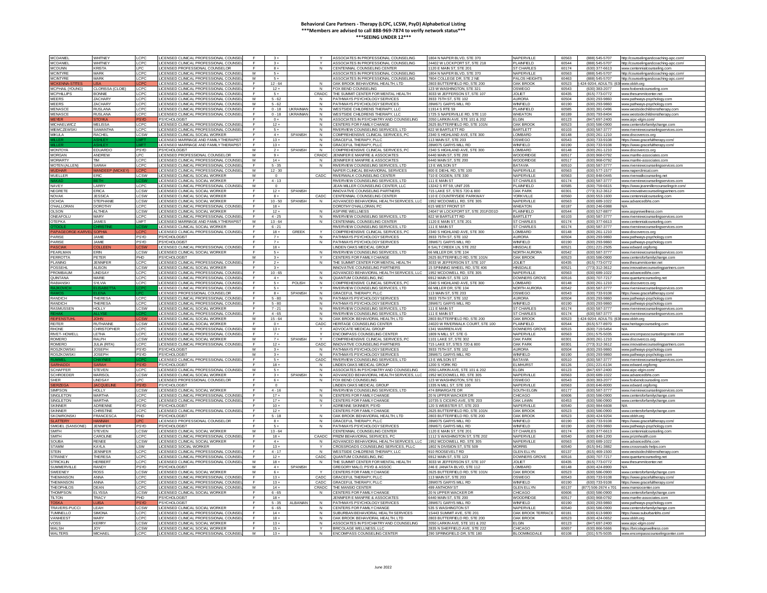**Behavioral Care Partners - Therapy (LCPC, LCSW, PsyD) Alphabetical Listing**
**\*\*\*Members are advised to call 888-969-7874 to verify network status\*\*\***
**\*\*\*SEEING UNDER 12\*\*\***

| | | | | | | | | | | | | | | |
|---|---|---|---|---|---|---|---|---|---|---|---|---|---|---|
| MCDANIEL | WHITNEY | LCPC | LICENSED CLINICAL PROFESSIONAL COUNSEL | F | 3 + | | Y | ASSOCIATES IN PROFESSIONAL COUNSELING | 1804 N NAPER BLVD, STE 370 | NAPERVILLE | 60563 | (888) 545-5707 | http://counselingandcoaching-apc.com/ |
| MCDANIEL | WHITNEY | LCPC | LICENSED CLINICAL PROFESSIONAL COUNSEL | F | 3 + | | Y | ASSOCIATES IN PROFESSIONAL COUNSELING | 24402 W LOCKPORT ST, STE 218 | PLAINFIELD | 60544 | (888) 545-5707 | http://counselingandcoaching-apc.com/ |
| MCDUNN | KRISTA | LPC | LICENSED PROFESSIONAL COUNSELOR | F | 8 + | | N | CENTENNIAL COUNSELING CENTER | 1120 E MAIN ST, STE 201 | ST CHARLES | 60174 | (630) 377-6613 | www.centennialcounseling.com |
| MCINTYRE | MARK | LCPC | LICENSED CLINICAL PROFESSIONAL COUNSEL | M | 5 + | | | ASSOCIATES IN PROFESSIONAL COUNSELING | 1804 N NAPER BLVD, STE 370 | NAPERVILLE | 60563 | (888) 545-5707 | http://counselingandcoaching-apc.com/ |
| MCINTYRE | MARK | LCPC | LICENSED CLINICAL PROFESSIONAL COUNSEL | M | 5 + | | | ASSOCIATES IN PROFESSIONAL COUNSELING | 7804 COLLEGE DR, STE 2 NE | PALOS HEIGHTS | 60463 | (888) 545-5707 | http://counselingandcoaching-apc.com/ |
| MCKENNA-STITES | LISA | LCPC | LICENSED CLINICAL PROFESSIONAL COUNSEL | F | 12 - 64 | | N | OAK BROOK BEHAVIORAL HEALTH, LTD | 2803 BUTTERFIELD RD, STE 200 | OAK BROOK | 60523 | ) 424-9204; ADULTS: (63 | www.obbh.org |
| MCPHAIL (YOUNG) | CLORISSA (CLOIE) | LCPC | LICENSED CLINICAL PROFESSIONAL COUNSEL | F | 12 + | | N | FOX BEND COUNSELING | 123 W WASHINGTON, STE 321 | OSWEGO | 60543 | (630) 383-2077 | www.foxbendcounseling.com |
| MCPHILLIPS | BONNIE | LCPC | LICENSED CLINICAL PROFESSIONAL COUNSEL | F | 5 + | | CRADC | THE SUMMIT CENTER FOR MENTAL HEALTH | 3033 W JEFFERSON ST, STE 107 | JOLIET | 60435 | (815) 773-0772 | www.thesummitcenter.net |
| MEERS | ZACHARY | LCPC | LICENSED CLINICAL PROFESSIONAL COUNSEL | M | 5 - 62 | | N | PATHWAYS PSYCHOLOGY SERVICES | 3933 75TH ST, STE 102 | AURORA | 60504 | (630) 293-9860 | www.pathways-psychology.com |
| MEERS | ZACHARY | LCPC | LICENSED CLINICAL PROFESSIONAL COUNSEL | M | 5 - 62 | | N | PATHWAYS PSYCHOLOGY SERVICES | 28W671 GARYS MILL RD | WINFIELD | 60190 | (630) 293-9860 | www.pathways-psychology.com |
| MENASCE | RUSLANA | LCPC | LICENSED CLINICAL PROFESSIONAL COUNSEL | F | 0 - 18 | UKRAINIAN | N | WESTSIDE CHILDRENS THERAPY, LLC | 11914 S RTE 59 | PLAINFIELD | 60585 | (630) 381-0496 | www.westsidechildrenstherapy.com |
| MENASCE | RUSLANA | LCPC | LICENSED CLINICAL PROFESSIONAL COUNSEL | F | 0 - 18 | UKRAINIAN | N | WESTSIDE CHILDRENS THERAPY, LLC | 1725 S NAPERVILLE RD, STE 110 | WHEATON | 60189 | (630) 793-8404 | www.westsidechildrenstherapy.com |
| MEYER | STOYKA | PSYD | PSYCHOLOGIST | F | 0 + | | N | ASSOCIATES IN PSYCHIATRY AND COUNSELING | 2050 LARKIN AVE, STE 101 & 202 | ELGIN | 60123 | (847) 697-2400 | www.aipc-elgin.com/ |
| MICHAELWICZ | MELISSA | LCPC | LICENSED CLINICAL PROFESSIONAL COUNSEL | F | 12 + | | N | CENTERS FOR FAMILY CHANGE | 2625 BUTTERFIELD RD, STE 101N | OAK BROOK | 60523 | (630) 586-0900 | www.centersforfamilychange.com |
| MIEMCZEWSKI | SAMANTHA | LCPC | LICENSED CLINICAL PROFESSIONAL COUNSEL | F | 5 + | | N | RIVERVIEW COUNSELING SERVICES, LTD | 822 W BARTLETT RD | BARTLETT | 60103 | (630) 587-3777 | www.riverviewcounselingservices.com |
| MIKULA | RACHEL | LCSW | LICENSED CLINICAL SOCIAL WORKER | F | 4 + | SPANISH | N | COMPREHENSIVE CLINICAL SERVICES, PC | 2340 S HIGHLAND AVE, STE 300 | LOMBARD | 60148 | (630) 261-1210 | www.discoverccs.org |
| MILLER | ASHLEY | LMFT | LICENSED MARRIAGE AND FAMILY THERAPIST | F | 13 + | | N | GRACEFUL THERAPY, PLLC | 113 MAIN ST, STE 203 | OSWEGO | 60543 | (630) 733-9108 | https://www.gracefultherapy.com/ |
| MILLER | ASHLEY | LMFT | LICENSED MARRIAGE AND FAMILY THERAPIST | F | 13 + | | N | GRACEFUL THERAPY, PLLC | 28W075 GARYS MILL RD | WINFIELD | 60190 | (630) 733-9108 | https://www.gracefultherapy.com/ |
| MONTOYA | EDUARDO | PSYD | PSYCHOLOGIST | M | 2 + | SPANISH | N | COMPREHENSIVE CLINICAL SERVICES, PC | 2340 S HIGHLAND AVE, STE 300 | LOMBARD | 60148 | (630) 261-1210 | www.discoverccs.org |
| MORGAN | ANDREW | LPC | LICENSED PROFESSIONAL COUNSELOR | M | 9 + | | CRADC | JENNIFER E MANFRE & ASSOCIATES | 6440 MAIN ST, STE 200 | WOODRIDGE | 60517 | (630) 968-0792 | www.manfre-associates.com |
| MORIARTY | TIM | LCPC | LICENSED CLINICAL PROFESSIONAL COUNSEL | M | 14 + | | N | JENNIFER E MANFRE & ASSOCIATES | 6440 MAIN ST, STE 200 | WOODRIDGE | 60517 | (630) 968-0792 | www.manfre-associates.com |
| MOTEN (ALLEN) | SARAH | LCPC | LICENSED CLINICAL PROFESSIONAL COUNSEL | F | 5 - 35 | | N | RIVERVIEW COUNSELING SERVICES, LTD | 13 E WILSON ST | BATAVIA | 60510 | (630) 587-3777 | www.riverviewcounselingservices.com |
| MUDHAR | MANDEEP (MICKEY) | LCPC | LICENSED CLINICAL PROFESSIONAL COUNSEL | M | 12 - 30 | | | NAPER CLINICAL BEHAVIORAL SERVICES | 800 E DIEHL RD, STE 100 | NAPERVILLE | 60563 | (630) 577-1577 | www.naperclinical.com |
| MUELLER | ERIC | LCSW | LICENSED CLINICAL SOCIAL WORKER | M | 0 | | CADC | RIVERWALK COUNSELING CENTER | 710 E OGDEN, STE 330 | NAPERVILLE | 60563 | (630) 848-0445 | www.riverwalkcounseling.net |
| NAKAD | BETH | LCSW | LICENSED CLINICAL SOCIAL WORKER | F | 4 - 13 | | | RIVERVIEW COUNSELING SERVICES, LTD | 111 E MAIN ST | ST CHARLES | 60174 | (630) 587-3777 | www.riverviewcounselingservices.com |
| NAVEY | LARRY | LCPC | LICENSED CLINICAL PROFESSIONAL COUNSEL | M | 0 | | | JEAN MILLER COUNSELING CENTER, LLC | 13240 S RT 59, UNIT 205 | PLAINFIELD | 60585 | (630) 759-6615 | https://www.jeanmillercounselingctr.com/ |
| NEGRETE | ERICA | LCSW | LICENSED CLINICAL SOCIAL WORKER | F | 12 + | SPANISH | | INNOVATIVE COUNSELING PARTNERS | 715 LAKE ST, STES 720 & 800 | OAK PARK | 60301 | (773) 312-3612 | www.innovativecounselingpartners.com |
| NOVAK | JESSICA | LCSW | LICENSED CLINICAL SOCIAL WORKER | F | 8 + | | CADC | CENTENNIAL COUNSELING CENTER | 110 E COUNTRYSIDE PARKWAY | YORKVILLE | 60560 | (630) 553-1600 | www.centennialcounseling.com |
| OCHOA | STEPHANIE | LCSW | LICENSED CLINICAL SOCIAL WORKER | F | 10 - 50 | SPANISH | N | ADVANCED BEHAVIORAL HEALTH SERVICES, LLC | 1952 MCDOWELL RD, STE 305 | NAPERVILLE | 60563 | (630) 689-1022 | www.advancedbhs.com |
| O'HALLORAN | DOROTHY | LCPC | LICENSED CLINICAL PROFESSIONAL COUNSEL | F | 18 + | | | DOROTHY O'HALLORAN, PC | 615 WEST FRONT ST | WHEATON | 60187 | (630) 246-6988 | N/A |
| OLSON | ALTHEA | LCSW | LICENSED CLINICAL SOCIAL WORKER | F | 12 + | | N | ASPYRE WELLNESS | 24047 W LOCKPORT ST, STE 201F/201D | PLAINFIELD | 60544 | (630) 527-8877 | www.aspyrewellness.com |
| ONEAFOLU | MARY | LCPC | LICENSED CLINICAL PROFESSIONAL COUNSEL | F | 4 - 25 | | N | RIVERVIEW COUNSELING SERVICES, LTD | 822 W BARTLETT RD | BARTLETT | 60103 | (630) 587-3777 | www.riverviewcounselingservices.com |
| OTEPKA | JAMES | LMFT | LICENSED MARRIAGE AND FAMILY THERAPIST | M | 13 - 64 | | N | CENTENNIAL COUNSELING CENTER | 1120 E MAIN ST, STE 201 | ST CHARLES | 60174 | (630) 377-6613 | www.centennialcounseling.com |
| O'TOOLE | CHRISTINE | LCSW | LICENSED CLINICAL SOCIAL WORKER | F | 6 - 21 | | | RIVERVIEW COUNSELING SERVICES, LTD | 111 E MAIN ST | ST CHARLES | 60174 | (630) 587-3777 | www.riverviewcounselingservices.com |
| PAPAGEORGE-KARVEL | SOPHIA | LCPC | LICENSED CLINICAL PROFESSIONAL COUNSEL | F | 18 + | GREEK | Y | COMPREHENSIVE CLINICAL SERVICES, PC | 2340 S HIGHLAND AVE, STE 300 | LOMBARD | 60148 | (630) 261-1210 | www.discoverccs.org |
| PARISE | JAMIE | PSYD | PSYCHOLOGIST | F | 7 + | | N | PATHWAYS PSYCHOLOGY SERVICES | 3933 75TH ST, STE 102 | AURORA | 60504 | (630) 293-9860 | www.pathways-psychology.com |
| PARISE | JAMIE | PSYD | PSYCHOLOGIST | F | 7 + | | N | PATHWAYS PSYCHOLOGY SERVICES | 28W671 GARYS MILL RD | WINFIELD | 60190 | (630) 293-9860 | www.pathways-psychology.com |
| PASCIAK | COLLEEN | LCSW | LICENSED CLINICAL PROFESSIONAL COUNSEL | F | 18 + | | | LINDEN OAKS MEDICAL GROUP | 8 SALT CREEK LN, STE 202 | HINSDALE | 60521 | (331) 221-2505 | www.edward.org/lomg |
| PEARLMAN | ERIN | LCSW | LICENSED CLINICAL SOCIAL WORKER | F | 5 + | | N | RIVERVIEW COUNSELING SERVICES, LTD | 66 MILLER DR, STE 104 | NORTH AURORA | 60542 | (630) 587-3777 | www.riverviewcounselingservices.com |
| PERROTTA | PETER | PHD | PSYCHOLOGIST | M | 3 + | | Y | CENTERS FOR FAMILY CHANGE | 2625 BUTTERFIELD RD, STE 101N | OAK BROOK | 60523 | (630) 586-0900 | www.centersforfamilychange.com |
| PLANING | JENNIFER | LCPC | LICENSED CLINICAL PROFESSIONAL COUNSEL | F | 2 + | | N | THE SUMMIT CENTER FOR MENTAL HEALTH | 3033 W JEFFERSON ST, STE 107 | JOLIET | 60435 | (815) 773-0772 | www.thesummitcenter.net |
| POSSEHL | ALISON | LCSW | LICENSED CLINICAL SOCIAL WORKER | F | 3 + | | | INNOVATIVE COUNSELING PARTNERS | 15 SPINNING WHEEL RD, STE 406 | HINSDALE | 60521 | (773) 312-3612 | www.innovativecounselingpartners.com |
| PROMBAUM | LINDSAY | LCPC | LICENSED CLINICAL PROFESSIONAL COUNSEL | F | 10 - 65 | | N | ADVANCED BEHAVIORAL HEALTH SERVICES, LLC | 1952 MCDOWELL RD, STE 305 | NAPERVILLE | 60563 | (630) 689-1022 | www.advancedbhs.com |
| QUINTANA | MARIE | LCPC | LICENSED CLINICAL PROFESSIONAL COUNSEL | F | 4 + | | N | QUANTUM COUNSELING, INC | 6912 MAIN ST, STE 123 | DOWNERS GROVE | 60516 | (630) 707-7217 | www.quantumcounseling.net |
| RABIANSKI | SYLVIA | LCPC | LICENSED CLINICAL PROFESSIONAL COUNSEL | F | 5 + | POLISH | N | COMPREHENSIVE CLINICAL SERVICES, PC | 2340 S HIGHLAND AVE, STE 300 | LOMBARD | 60148 | (630) 261-1210 | www.discoverccs.org |
| RAJKOVICH | ELISABETTA | LCPC | LICENSED CLINICAL PROFESSIONAL COUNSEL | F | 5 + | | Y | RIVERVIEW COUNSELING SERVICES, LTD | 66 MILLER DR, STE 104 | NORTH AURORA | 60542 | (630) 587-3777 | www.riverviewcounselingservices.com |
| RAMOS | ELENA | LPC | LICENSED PROFESSIONAL COUNSELOR | F | 8 + | SPANISH | N | GRACEFUL THERAPY, PLLC | 113 MAIN ST, STE 203 | OSWEGO | 60543 | (630) 733-9108 | https://www.gracefultherapy.com/ |
| RANDICH | THERESA | LCPC | LICENSED CLINICAL PROFESSIONAL COUNSEL | F | 5 - 80 | | N | PATHWAYS PSYCHOLOGY SERVICES | 3933 75TH ST, STE 102 | AURORA | 60504 | (630) 293-9860 | www.pathways-psychology.com |
| RANDICH | THERESA | LCPC | LICENSED CLINICAL PROFESSIONAL COUNSEL | F | 5 - 80 | | N | PATHWAYS PSYCHOLOGY SERVICES | 28W671 GARYS MILL RD | WINFIELD | 60190 | (630) 293-9860 | www.pathways-psychology.com |
| RASMUSSEN | HOLLY | LCSW | LICENSED CLINICAL SOCIAL WORKER | F | 7 - 21 | | N | RIVERVIEW COUNSELING SERVICES, LTD | 111 E MAIN ST | ST CHARLES | 60174 | (630) 587-3777 | www.riverviewcounselingservices.com |
| REHAK | ALLYSE | LCPC | LICENSED CLINICAL PROFESSIONAL COUNSEL | F | 4 - 65 | | N | RIVERVIEW COUNSELING SERVICES, LTD | 111 E MAIN ST | ST CHARLES | 60174 | (630) 587-3777 | www.riverviewcounselingservices.com |
| REIFENSTUHL | JOHN | LCSW | LICENSED CLINICAL SOCIAL WORKER | M | 15 - 64 | | N | OAK BROOK BEHAVIORAL HEALTH, LTD | 2803 BUTTERFIELD RD, STE 200 | OAK BROOK | 60523 | ) 424-9204; ADULTS: (63 | www.obbh.org |
| REITER | RUTHANNE | LCSW | LICENSED CLINICAL SOCIAL WORKER | F | 0 + | | CADC | HERITAGE COUNSELING CENTER | 24020 W RIVERWALK COURT, STE 100 | PLAINFIELD | 60544 | (815) 577-8970 | www.heritagecounseling.com |
| RHONE | CHRISTOPHER | LCPC | LICENSED CLINICAL PROFESSIONAL COUNSEL | M | 13 + | | Y | ADVOCATE MEDICAL GROUP | 1341 WARREN AVE | DOWNERS GROVE | 60515 | (630) 719-5454 | N/A |
| RIVET- HOWELL | LETHA | LCPC | LICENSED CLINICAL PROFESSIONAL COUNSEL | F | 7 + | | Y | ENCOMPASS COUNSELING CENTER | 1809 N MILL ST, STE G | NAPERVILLE | 60563 | (331) 575-5035 | www.encompasscounselingcenter.com |
| ROMERO | RALPH | LCSW | LICENSED CLINICAL SOCIAL WORKER | M | 7 + | SPANISH | Y | COMPREHENSIVE CLINICAL SERVICES, PC | 1101 LAKE ST, STE 302 | OAK PARK | 60301 | (630) 261-1210 | www.discoverccs.org |
| ROMERO | JULIA (RITA) | LCPC | LICENSED CLINICAL PROFESSIONAL COUNSEL | F | 12 + | | CADC | INNOVATIVE COUNSELING PARTNERS | 715 LAKE ST, STES 720 & 800 | OAK PARK | 60301 | (773) 312-3612 | www.innovativecounselingpartners.com |
| ROSZKOWSKI | JOSEPH | PSYD | PSYCHOLOGIST | M | 3 + | | N | PATHWAYS PSYCHOLOGY SERVICES | 3933 75TH ST, STE 102 | AURORA | 60504 | (630) 293-9860 | www.pathways-psychology.com |
| ROSZKOWSKI | JOSEPH | PSYD | PSYCHOLOGIST | M | 3 + | | N | PATHWAYS PSYCHOLOGY SERVICES | 28W671 GARYS MILL RD | WINFIELD | 60190 | (630) 293-9860 | www.pathways-psychology.com |
| RUMMEL | CHAYNEE | LCPC | LICENSED CLINICAL PROFESSIONAL COUNSEL | F | 5 + | | CADC | RIVERVIEW COUNSELING SERVICES, LTD | 13 E WILSON ST | BATAVIA | 60510 | (630) 587-3777 | www.riverviewcounselingservices.com |
| SARHADDI | SARAH | PSYD | PSYCHOLOGIST | F | 18 + | | N | LINDEN OAKS MEDICAL GROUP | 1200 S YORK RD | ELMHURST | 60126 | (331) 221-6134 | www.edward.org/lomg |
| SCHAFFER | STEVEN | LCPC | LICENSED CLINICAL PROFESSIONAL COUNSEL | M | 5 + | | N | ASSOCIATES IN PSYCHIATRY AND COUNSELING | 2050 LARKIN AVE, STE 101 & 202 | ELGIN | 60123 | (847) 697-2400 | www.aipc-elgin.com/ |
| SCHROEDER | MARISOL | LCSW | LICENSED CLINICAL SOCIAL WORKER | F | 3 + | SPANISH | N | ADVANCED BEHAVIORAL HEALTH SERVICES, LLC | 1952 MCDOWELL RD, STE 305 | NAPERVILLE | 60563 | (630) 689-1022 | www.advancedbhs.com |
| SHER | LINDSAY | LPC | LICENSED PROFESSIONAL COUNSELOR | F | 6 + | | N | FOX BEND COUNSELING | 123 W WASHINGTON, STE 321 | OSWEGO | 60543 | (630) 383-2077 | www.foxbendcounseling.com |
| SIERZEGA | JACQUELINE | PSYD | PSYCHOLOGIST | F | 0 | | | LINDEN OAKS MEDICAL GROUP | 1335 N MILL ST, STE 100 | NAPERVILLE | 60563 | (630) 646-8000 | www.edward.org/lomg |
| SIMPSON | HOLLY | LCSW | LICENSED CLINICAL SOCIAL WORKER | F | 4 - 16 | | N | RIVERVIEW COUNSELING SERVICES, LTD | 474 BRIARGATE DR | SOUTH ELGIN | 60177 | (630) 587-3777 | www.riverviewcounselingservices.com |
| SINGLETON | MARTHA | LCPC | LICENSED CLINICAL PROFESSIONAL COUNSEL | F | 17 + | | N | CENTERS FOR FAMILY CHANGE | 20 N UPPER WACKER DR | CHICAGO | 60606 | (630) 586-0900 | www.centersforfamilychange.com |
| SINGLETON | MARTHA | LCPC | LICENSED CLINICAL PROFESSIONAL COUNSEL | F | 17 + | | N | CENTERS FOR FAMILY CHANGE | 10735 S CICERO AVE, STE 203 | OAK LAWN | 60453 | (630) 586-0900 | www.centersforfamilychange.com |
| SKINNER | ADRIENNE | PSYD | PSYCHOLOGIST | F | 10 + | | Y | ADRIENNE SKINNER, PSYD | 120 S WEBSTER ST, STE 203 | NAPERVILLE | 60540 | (630) 984-6608 | N/A |
| SKINNER | CHRISTINE | LCPC | LICENSED CLINICAL PROFESSIONAL COUNSEL | F | 12 + | | | CENTERS FOR FAMILY CHANGE | 2625 BUTTERFIELD RD, STE 101N | OAK BROOK | 60523 | (630) 586-0900 | www.centersforfamilychange.com |
| SKOWRONSKI | FRANCESCA | PHD | PSYCHOLOGIST | F | 5 - 18 | | N | OAK BROOK BEHAVIORAL HEALTH, LTD | 2803 BUTTERFIELD RD, STE 200 | OAK BROOK | 60523 | (630) 424-9204 | www.obbh.org |
| SLATTERY | HANNAH | LPC | LICENSED PROFESSIONAL COUNSELOR | F | 8 + | | N | GRACEFUL THERAPY, PLLC | 28W075 GARYS MILL RD | WINFIELD | 60190 | (630) 733-9108 | https://www.gracefultherapy.com/ |
| SMIGIEL (SANSONE) | JENNIFER | PSYD | PSYCHOLOGIST | F | 5 + | | N | PATHWAYS PSYCHOLOGY SERVICES | 28W671 GARYS MILL RD | WINFIELD | 60190 | (630) 293-9860 | www.pathways-psychology.com |
| SMITH | STEVEN | LCSW | LICENSED CLINICAL SOCIAL WORKER | M | 13 - 64 | | | CENTENNIAL COUNSELING CENTER | 1120 E MAIN ST, STE 201 | ST CHARLES | 60174 | (630) 377-6613 | www.centennialcounseling.com |
| SMITH | CAROLINE | LCPC | LICENSED CLINICAL PROFESSIONAL COUNSEL | F | 18 + | | CAADC | PRIZM BEHAVIORAL SERVICES, PC | 1112 S WASHINGTON ST, STE 202 | NAPERVILLE | 60540 | (630) 848-1200 | www.prizmhealth.com |
| SOUBA | RENEE | LCSW | LICENSED CLINICAL SOCIAL WORKER | F | 4 + | | N | ADVANCED BEHAVIORAL HEALTH SERVICES, LLC | 1952 MCDOWELL RD, STE 305 | NAPERVILLE | 60563 | (630) 689-1022 | www.advancedbhs.com |
| STAMM | KAYLA | LSW | LICENSED SOCIAL WORKER | F | 13 + | | Y | CROSSROADS COUNSELING SERVICES, PLLC | 1802 N DIVISION ST, STE 509 | MORRIS | 60540 | (815) 941-3882 | www.crossroads-helps.com |
| STEIN | JENNIFER | LCPC | LICENSED CLINICAL PROFESSIONAL COUNSEL | F | 4 - 17 | | N | WESTSIDE CHILDRENS THERAPY, LLC | 910 ROOSEVELT RD | GLEN ELLYN | 60137 | (815) 469-1500 | www.westsidechildrenstherapy.com |
| STRANEY | THERESA | LCPC | LICENSED CLINICAL PROFESSIONAL COUNSEL | F | 12 + | | CADC | QUANTUM COUNSELING, INC | 6912 MAIN ST, STE 123 | DOWNERS GROVE | 60516 | (630) 707-7217 | www.quantumcounseling.net |
| STRICKLIN | HERBERT | LCPC | LICENSED CLINICAL PROFESSIONAL COUNSEL | M | 18 + | | N | THE SUMMIT CENTER FOR MENTAL HEALTH | 3033 W JEFFERSON ST, STE 107 | JOLIET | 60435 | (815) 773-0772 | www.thesummitcenter.net |
| SUMMERVILLE | RANDY | PSYD | PSYCHOLOGIST | M | 4 + | SPANISH | | GREGORY MALO, PSYD & ASSOC | 246 E JANATA BLVD, STE 112 | LOMBARD | 60148 | (630) 424-8900 | N/A |
| SWEENEY | ROSS | LCSW | LICENSED CLINICAL SOCIAL WORKER | M | 6 + | | Y | CENTERS FOR FAMILY CHANGE | 2625 BUTTERFIELD RD, STE 101N | OAK BROOK | 60523 | (630) 586-0900 | www.centersforfamilychange.com |
| THEMANSON | ANNA | LCPC | LICENSED CLINICAL PROFESSIONAL COUNSEL | F | 13 + | | CADC | GRACEFUL THERAPY, PLLC | 113 MAIN ST, STE 203 | OSWEGO | 60543 | (630) 733-9108 | https://www.gracefultherapy.com/ |
| THEMANSON | ANNA | LCPC | LICENSED CLINICAL PROFESSIONAL COUNSEL | F | 13 + | | CADC | GRACEFUL THERAPY, PLLC | 28W075 GARYS MILL RD | WINFIELD | 60190 | (630) 733-9108 | https://www.gracefultherapy.com/ |
| THEOPHILOS | DEAN | LCPC | LICENSED CLINICAL PROFESSIONAL COUNSEL | M | 14 + | | CRADC | THE MANSIO CENTER | 499 ANTHONY ST | GLEN ELLYN | 60137 | (877) 506-2674 x 701 | www.mansiocenter.com |
| THOMPSON | ELYSSA | LCSW | LICENSED CLINICAL SOCIAL WORKER | F | 6 - 65 | | N | CENTERS FOR FAMILY CHANGE | 20 N UPPER WACKER DR | CHICAGO | 60606 | (630) 586-0900 | www.centersforfamilychange.com |
| TILTON | TRACY | PHD | PSYCHOLOGIST | F | 18 + | | | JENNIFER E MANFRE & ASSOCIATES | 6440 MAIN ST, STE 200 | WOODRIDGE | 60517 | (630) 968-0792 | www.manfre-associates.com |
| TOSKA | LUISA | PSYD | PSYCHOLOGIST | F | 5 - 35 | ALBANIAN | N | PATHWAYS PSYCHOLOGY SERVICES | 28W671 GARYS MILL RD | WINFIELD | 60190 | (630) 293-9860 | www.pathways-psychology.com |
| TRAVERS-PUCCI | LEAH | LCSW | LICENSED CLINICAL SOCIAL WORKER | F | 6 - 65 | | N | CENTERS FOR FAMILY CHANGE | 535 S WASHINGTON ST | NAPERVILLE | 60540 | (630) 586-0900 | www.centersforfamilychange.com |
| TUMINELLO | SIMONA | LCPC | LICENSED CLINICAL PROFESSIONAL COUNSEL | F | 14 + | | N | SUBURBAN BEHAVIORAL HEALTH SERVICES | 1S443 SUMMIT AVE, STE 201 | OAK BROOK TERRACE | 60181 | (630) 613-9800 | https://www.suburbanbhs.com/ |
| VANHEEST | MARY | LCPC | LICENSED CLINICAL PROFESSIONAL COUNSEL | F | 18 + | | N | OAK BROOK BEHAVIORAL HEALTH, LTD | 2803 BUTTERFIELD RD, STE 200 | OAK BROOK | 60523 | (630) 424-0652 | www.obbh.org |
| VOSS | KERRY | LCSW | LICENSED CLINICAL SOCIAL WORKER | F | 13 + | | N | ASSOCIATES IN PSYCHIATRY AND COUNSELING | 2050 LARKIN AVE, STE 101 & 202 | ELGIN | 60123 | (847) 697-2400 | www.aipc-elgin.com/ |
| WALSH | JOY | LCSW | LICENSED CLINICAL SOCIAL WORKER | F | 15 + | | Y | BRICOLAGE WELLNESS, LLC | 2835 N SHEFFIELD AVE, STE 222 | CHICAGO | 60657 | (630) 866-5666 | https://bricolagewellness.com |
| WALTERS | MICHAEL | LCPC | LICENSED CLINICAL PROFESSIONAL COUNSEL | M | 13 + | | N | ENCOMPASS COUNSELING CENTER | 290 SPRINGFIELD DR, STE 180 | BLOOMINGDALE | 60108 | (331) 575-5035 | www.encompasscounselingcenter.com |

June 2022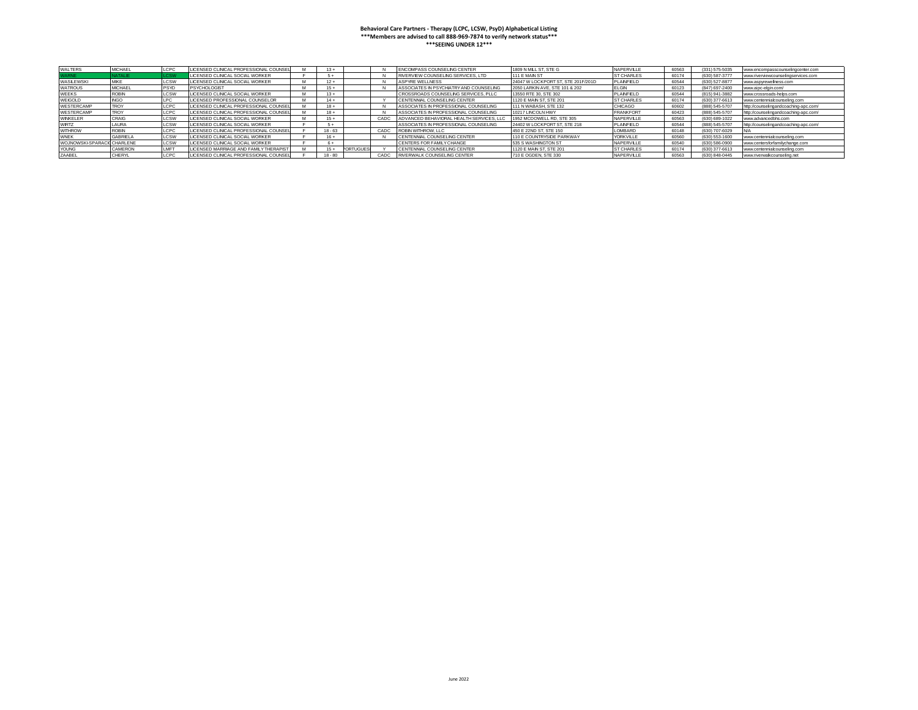**Behavioral Care Partners - Therapy (LCPC, LCSW, PsyD) Alphabetical Listing**
**\*\*\*Members are advised to call 888-969-7874 to verify network status\*\*\***
**\*\*\*SEEING UNDER 12\*\*\***

| | | | | | | | | | | | | | | |
|---|---|---|---|---|---|---|---|---|---|---|---|---|---|---|
| WALTERS | MICHAEL | LCPC | LICENSED CLINICAL PROFESSIONAL COUNSEL | M | 13 + | | N | ENCOMPASS COUNSELING CENTER | 1809 N MILL ST, STE G | NAPERVILLE | 60563 | (331) 575-5035 | www.encompasscounselingcenter.com |
| WARNE | NATALIE | LCSW | LICENSED CLINICAL SOCIAL WORKER | F | 5 + | | N | RIVERVIEW COUNSELING SERVICES, LTD | 111 E MAIN ST | ST CHARLES | 60174 | (630) 587-3777 | www.riverviewcounselingservices.com |
| WASILEWSKI | MIKE | LCSW | LICENSED CLINICAL SOCIAL WORKER | M | 12 + | | N | ASPYRE WELLNESS | 24047 W LOCKPORT ST, STE 201F/201D | PLAINFIELD | 60544 | (630) 527-8877 | www.aspyrewellness.com |
| WATROUS | MICHAEL | PSYD | PSYCHOLOGIST | M | 15 + | | N | ASSOCIATES IN PSYCHIATRY AND COUNSELING | 2050 LARKIN AVE, STE 101 & 202 | ELGIN | 60123 | (847) 697-2400 | www.aipc-elgin.com/ |
| WEEKS | ROBIN | LCSW | LICENSED CLINICAL SOCIAL WORKER | M | 13 + | | | CROSSROADS COUNSELING SERVICES, PLLC | 13550 RTE 30, STE 302 | PLAINFIELD | 60544 | (815) 941-3882 | www.crossroads-helps.com |
| WEIGOLD | INGO | LPC | LICENSED PROFESSIONAL COUNSELOR | M | 14 + | | Y | CENTENNIAL COUNSELING CENTER | 1120 E MAIN ST, STE 201 | ST CHARLES | 60174 | (630) 377-6613 | www.centennialcounseling.com |
| WESTERCAMP | TROY | LCPC | LICENSED CLINICAL PROFESSIONAL COUNSEL | M | 18 + | | N | ASSOCIATES IN PROFESSIONAL COUNSELING | 111 N WABASH, STE 132 | CHICAGO | 60602 | (888) 545-5707 | http://counselingandcoaching-apc.com/ |
| WESTERCAMP | TROY | LCPC | LICENSED CLINICAL PROFESSIONAL COUNSEL | M | 18 + | | N | ASSOCIATES IN PROFESSIONAL COUNSELING | 10217 LINCOLN HWY | FRANKFORT | 60423 | (888) 545-5707 | http://counselingandcoaching-apc.com/ |
| WINKELER | CRAIG | LCSW | LICENSED CLINICAL SOCIAL WORKER | M | 15 + | | CADC | ADVANCED BEHAVIORAL HEALTH SERVICES, LLC | 1952 MCDOWELL RD, STE 305 | NAPERVILLE | 60563 | (630) 689-1022 | www.advancedbhs.com |
| WIRTZ | LAURA | LCSW | LICENSED CLINICAL SOCIAL WORKER | F | 5 + | | | ASSOCIATES IN PROFESSIONAL COUNSELING | 24402 W LOCKPORT ST, STE 218 | PLAINFIELD | 60544 | (888) 545-5707 | http://counselingandcoaching-apc.com/ |
| WITHROW | ROBIN | LCPC | LICENSED CLINICAL PROFESSIONAL COUNSEL | F | 18 - 63 | | CADC | ROBIN WITHROW, LLC | 450 E 22ND ST, STE 150 | LOMBARD | 60148 | (630) 707-6029 | N/A |
| WNEK | GABRIELA | LCSW | LICENSED CLINICAL SOCIAL WORKER | F | 16 + | | N | CENTENNIAL COUNSELING CENTER | 110 E COUNTRYSIDE PARKWAY | YORKVILLE | 60560 | (630) 553-1600 | www.centennialcounseling.com |
| WOJNOWSKI-SPARACIO | CHARLENE | LCSW | LICENSED CLINICAL SOCIAL WORKER | F | 6 + | | | CENTERS FOR FAMILY CHANGE | 535 S WASHINGTON ST | NAPERVILLE | 60540 | (630) 586-0900 | www.centersforfamilychange.com |
| YOUNG | CAMERON | LMFT | LICENSED MARRIAGE AND FAMILY THERAPIST | M | 15 + | PORTUGUES | Y | CENTENNIAL COUNSELING CENTER | 1120 E MAIN ST, STE 201 | ST CHARLES | 60174 | (630) 377-6613 | www.centennialcounseling.com |
| ZAABEL | CHERYL | LCPC | LICENSED CLINICAL PROFESSIONAL COUNSEL | F | 18 - 80 | | CADC | RIVERWALK COUNSELING CENTER | 710 E OGDEN, STE 330 | NAPERVILLE | 60563 | (630) 848-0445 | www.riverwalkcounseling.net |

June 2022